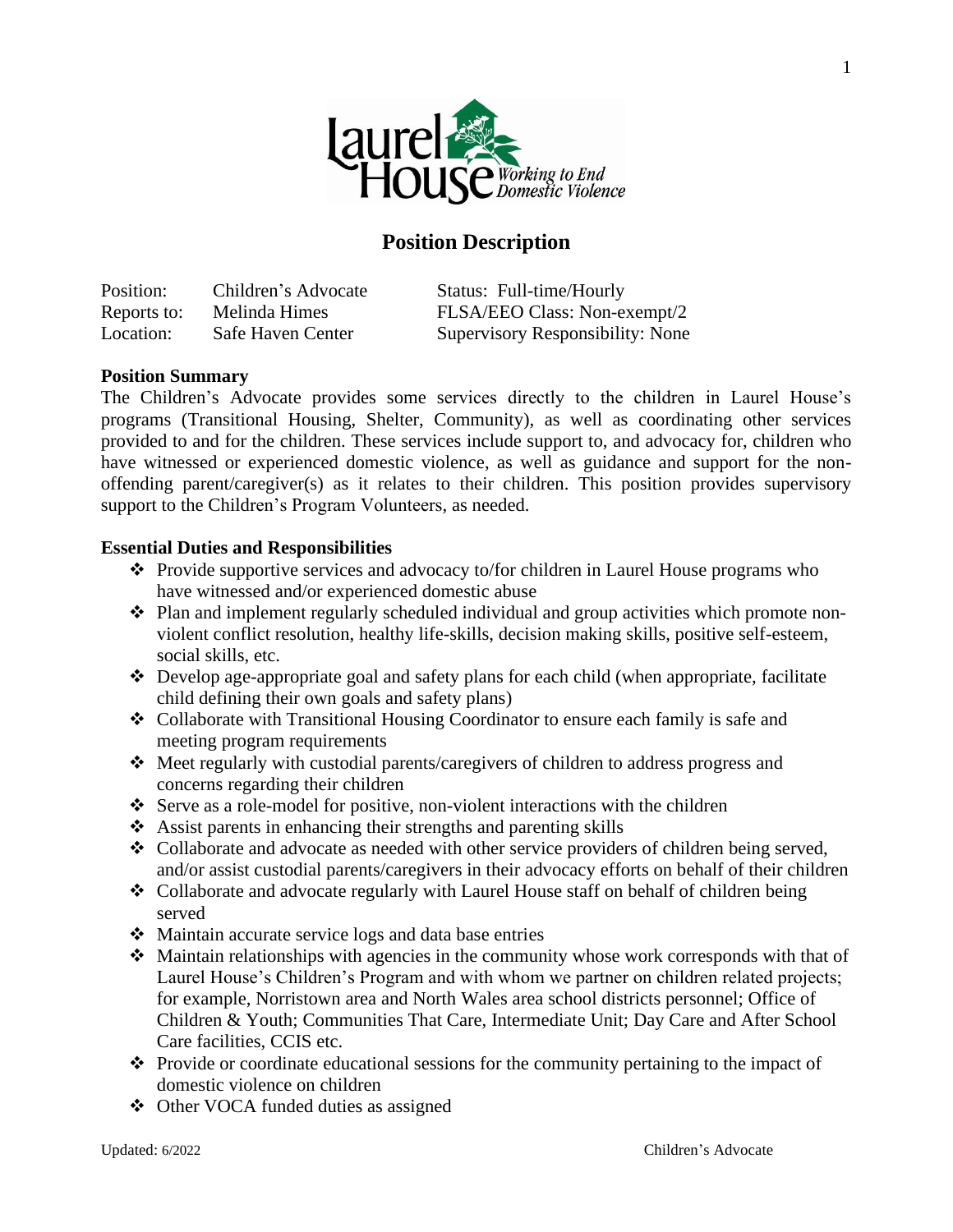Laurel House *Working to End Domestic Violence*

# Position Description

| | | |
|---|---|---|
| Position: | Children's Advocate | Status: Full-time/Hourly |
| Reports to: | Melinda Himes | FLSA/EEO Class: Non-exempt/2 |
| Location: | Safe Haven Center | Supervisory Responsibility: None |

**Position Summary**

The Children's Advocate provides some services directly to the children in Laurel House's programs (Transitional Housing, Shelter, Community), as well as coordinating other services provided to and for the children. These services include support to, and advocacy for, children who have witnessed or experienced domestic violence, as well as guidance and support for the non-offending parent/caregiver(s) as it relates to their children. This position provides supervisory support to the Children's Program Volunteers, as needed.

**Essential Duties and Responsibilities**

- Provide supportive services and advocacy to/for children in Laurel House programs who have witnessed and/or experienced domestic abuse
- Plan and implement regularly scheduled individual and group activities which promote non-violent conflict resolution, healthy life-skills, decision making skills, positive self-esteem, social skills, etc.
- Develop age-appropriate goal and safety plans for each child (when appropriate, facilitate child defining their own goals and safety plans)
- Collaborate with Transitional Housing Coordinator to ensure each family is safe and meeting program requirements
- Meet regularly with custodial parents/caregivers of children to address progress and concerns regarding their children
- Serve as a role-model for positive, non-violent interactions with the children
- Assist parents in enhancing their strengths and parenting skills
- Collaborate and advocate as needed with other service providers of children being served, and/or assist custodial parents/caregivers in their advocacy efforts on behalf of their children
- Collaborate and advocate regularly with Laurel House staff on behalf of children being served
- Maintain accurate service logs and data base entries
- Maintain relationships with agencies in the community whose work corresponds with that of Laurel House's Children's Program and with whom we partner on children related projects; for example, Norristown area and North Wales area school districts personnel; Office of Children & Youth; Communities That Care, Intermediate Unit; Day Care and After School Care facilities, CCIS etc.
- Provide or coordinate educational sessions for the community pertaining to the impact of domestic violence on children
- Other VOCA funded duties as assigned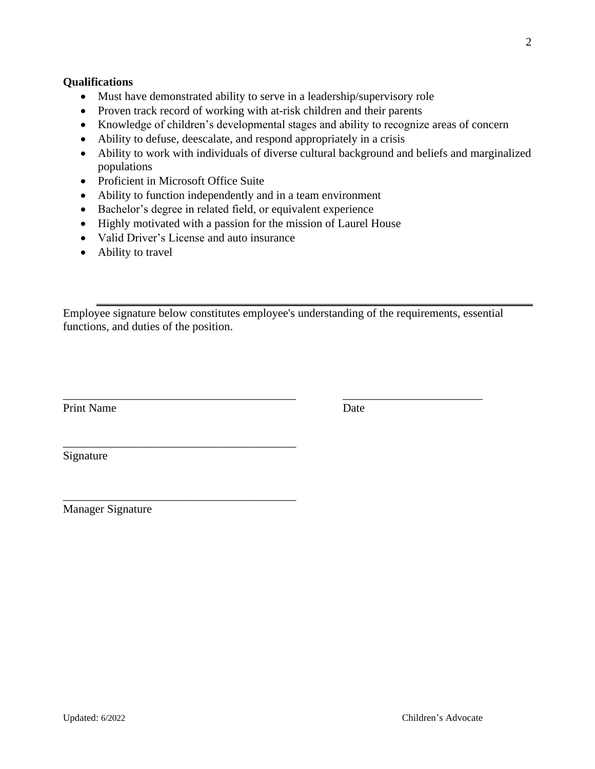**Qualifications**

- Must have demonstrated ability to serve in a leadership/supervisory role
- Proven track record of working with at-risk children and their parents
- Knowledge of children's developmental stages and ability to recognize areas of concern
- Ability to defuse, deescalate, and respond appropriately in a crisis
- Ability to work with individuals of diverse cultural background and beliefs and marginalized populations
- Proficient in Microsoft Office Suite
- Ability to function independently and in a team environment
- Bachelor's degree in related field, or equivalent experience
- Highly motivated with a passion for the mission of Laurel House
- Valid Driver's License and auto insurance
- Ability to travel

---

Employee signature below constitutes employee's understanding of the requirements, essential functions, and duties of the position.

________________________________________ ________________________

Print Name Date

________________________________________

Signature

________________________________________

Manager Signature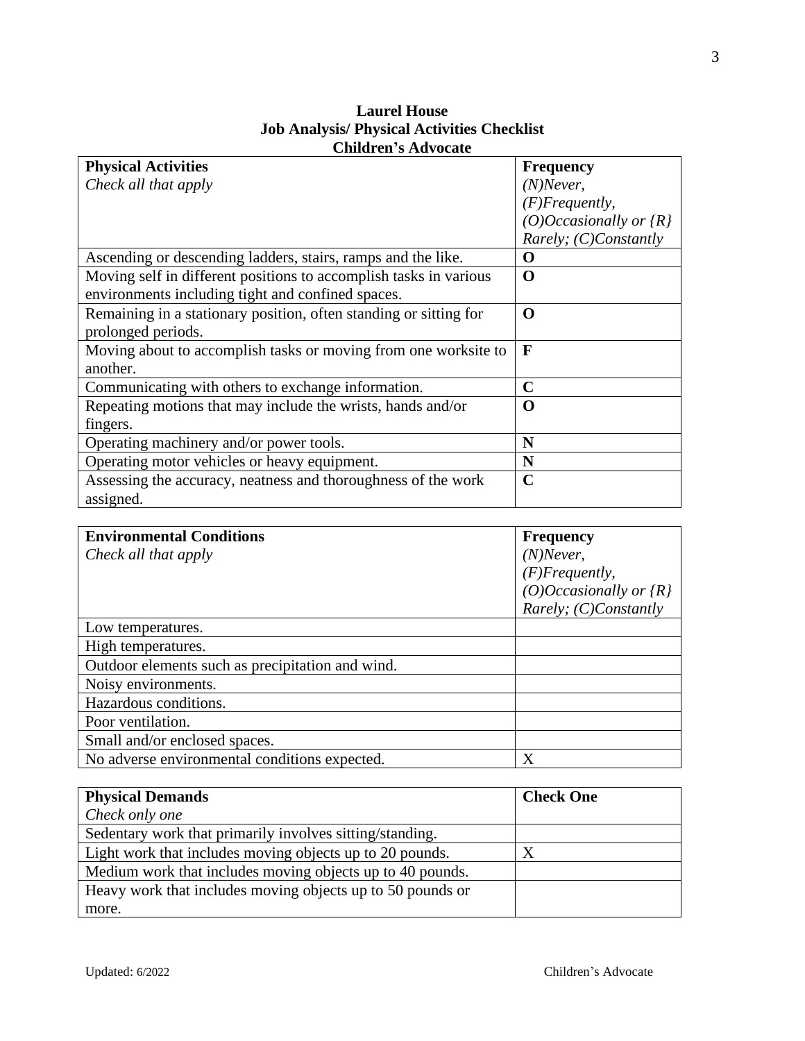**Laurel House**
**Job Analysis/ Physical Activities Checklist**
**Children's Advocate**

| **Physical Activities**<br>*Check all that apply* | **Frequency**<br>*(N)Never, (F)Frequently, (O)Occasionally or {R} Rarely; (C)Constantly* |
|---|---|
| Ascending or descending ladders, stairs, ramps and the like. | **O** |
| Moving self in different positions to accomplish tasks in various environments including tight and confined spaces. | **O** |
| Remaining in a stationary position, often standing or sitting for prolonged periods. | **O** |
| Moving about to accomplish tasks or moving from one worksite to another. | **F** |
| Communicating with others to exchange information. | **C** |
| Repeating motions that may include the wrists, hands and/or fingers. | **O** |
| Operating machinery and/or power tools. | **N** |
| Operating motor vehicles or heavy equipment. | **N** |
| Assessing the accuracy, neatness and thoroughness of the work assigned. | **C** |

| **Environmental Conditions**<br>*Check all that apply* | **Frequency**<br>*(N)Never, (F)Frequently, (O)Occasionally or {R} Rarely; (C)Constantly* |
|---|---|
| Low temperatures. | |
| High temperatures. | |
| Outdoor elements such as precipitation and wind. | |
| Noisy environments. | |
| Hazardous conditions. | |
| Poor ventilation. | |
| Small and/or enclosed spaces. | |
| No adverse environmental conditions expected. | X |

| **Physical Demands**<br>*Check only one* | **Check One** |
|---|---|
| Sedentary work that primarily involves sitting/standing. | |
| Light work that includes moving objects up to 20 pounds. | X |
| Medium work that includes moving objects up to 40 pounds. | |
| Heavy work that includes moving objects up to 50 pounds or more. | |

Updated: 6/2022